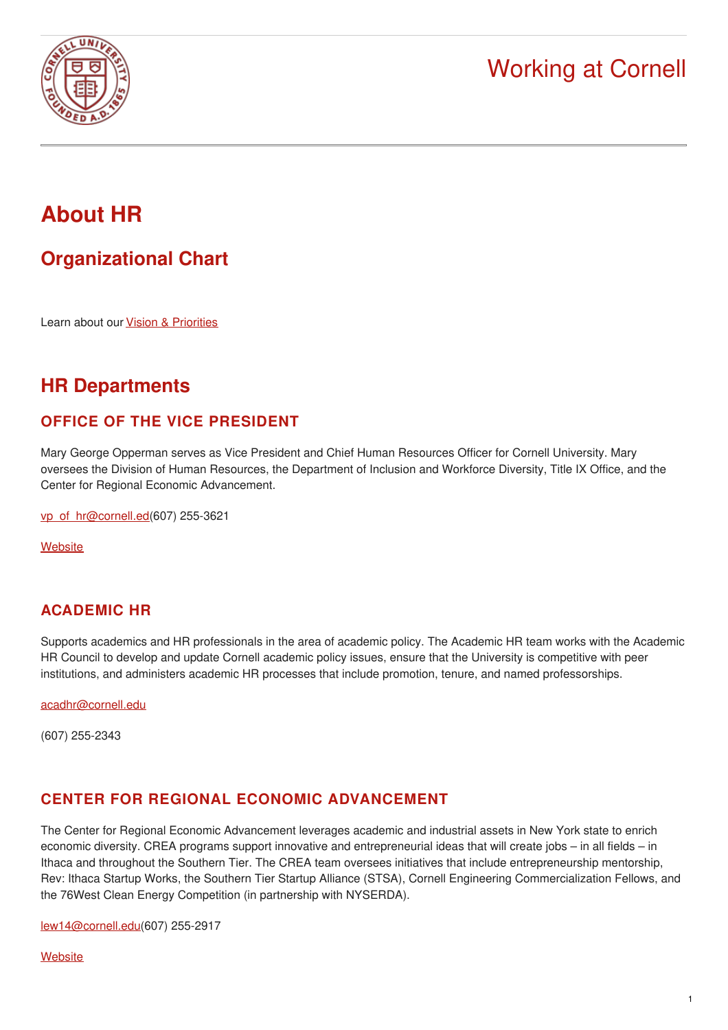Working at Cornell

# About HR

## Organizational Chart

Learn about our [Vision & Priorities]()

## HR Departments

### OFFICE OF THE VICE PRESIDENT

Mary George Opperman serves as Vice President and Chief Human Resources Officer for Cornell University. Mary oversees the Division of Human Resources, the Department of Inclusion and Workforce Diversity, Title IX Office, and the Center for Regional Economic Advancement.

[vp_of_hr@cornell.ed]()(607) 255-3621

[Website]()

### ACADEMIC HR

Supports academics and HR professionals in the area of academic policy. The Academic HR team works with the Academic HR Council to develop and update Cornell academic policy issues, ensure that the University is competitive with peer institutions, and administers academic HR processes that include promotion, tenure, and named professorships.

[acadhr@cornell.edu]()

(607) 255-2343

### CENTER FOR REGIONAL ECONOMIC ADVANCEMENT

The Center for Regional Economic Advancement leverages academic and industrial assets in New York state to enrich economic diversity. CREA programs support innovative and entrepreneurial ideas that will create jobs – in all fields – in Ithaca and throughout the Southern Tier. The CREA team oversees initiatives that include entrepreneurship mentorship, Rev: Ithaca Startup Works, the Southern Tier Startup Alliance (STSA), Cornell Engineering Commercialization Fellows, and the 76West Clean Energy Competition (in partnership with NYSERDA).

[lew14@cornell.edu]()(607) 255-2917

[Website]()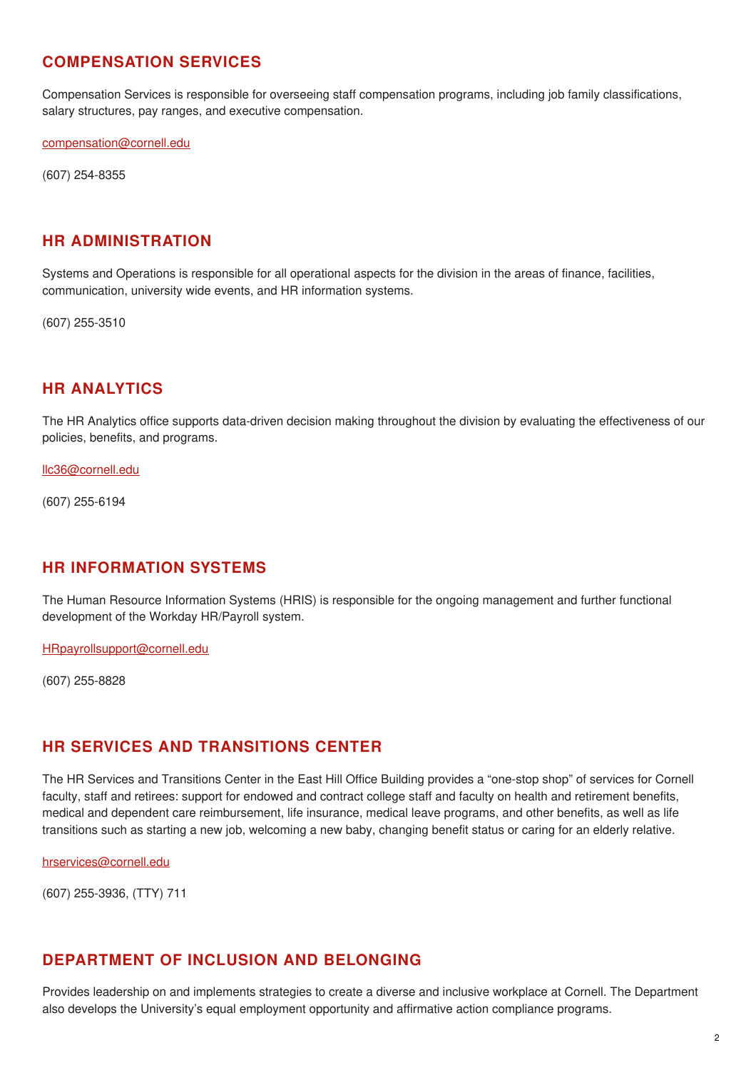## COMPENSATION SERVICES

Compensation Services is responsible for overseeing staff compensation programs, including job family classifications, salary structures, pay ranges, and executive compensation.

compensation@cornell.edu

(607) 254-8355

## HR ADMINISTRATION

Systems and Operations is responsible for all operational aspects for the division in the areas of finance, facilities, communication, university wide events, and HR information systems.

(607) 255-3510

## HR ANALYTICS

The HR Analytics office supports data-driven decision making throughout the division by evaluating the effectiveness of our policies, benefits, and programs.

llc36@cornell.edu

(607) 255-6194

## HR INFORMATION SYSTEMS

The Human Resource Information Systems (HRIS) is responsible for the ongoing management and further functional development of the Workday HR/Payroll system.

HRpayrollsupport@cornell.edu

(607) 255-8828

## HR SERVICES AND TRANSITIONS CENTER

The HR Services and Transitions Center in the East Hill Office Building provides a "one-stop shop" of services for Cornell faculty, staff and retirees: support for endowed and contract college staff and faculty on health and retirement benefits, medical and dependent care reimbursement, life insurance, medical leave programs, and other benefits, as well as life transitions such as starting a new job, welcoming a new baby, changing benefit status or caring for an elderly relative.

hrservices@cornell.edu

(607) 255-3936, (TTY) 711

## DEPARTMENT OF INCLUSION AND BELONGING

Provides leadership on and implements strategies to create a diverse and inclusive workplace at Cornell. The Department also develops the University's equal employment opportunity and affirmative action compliance programs.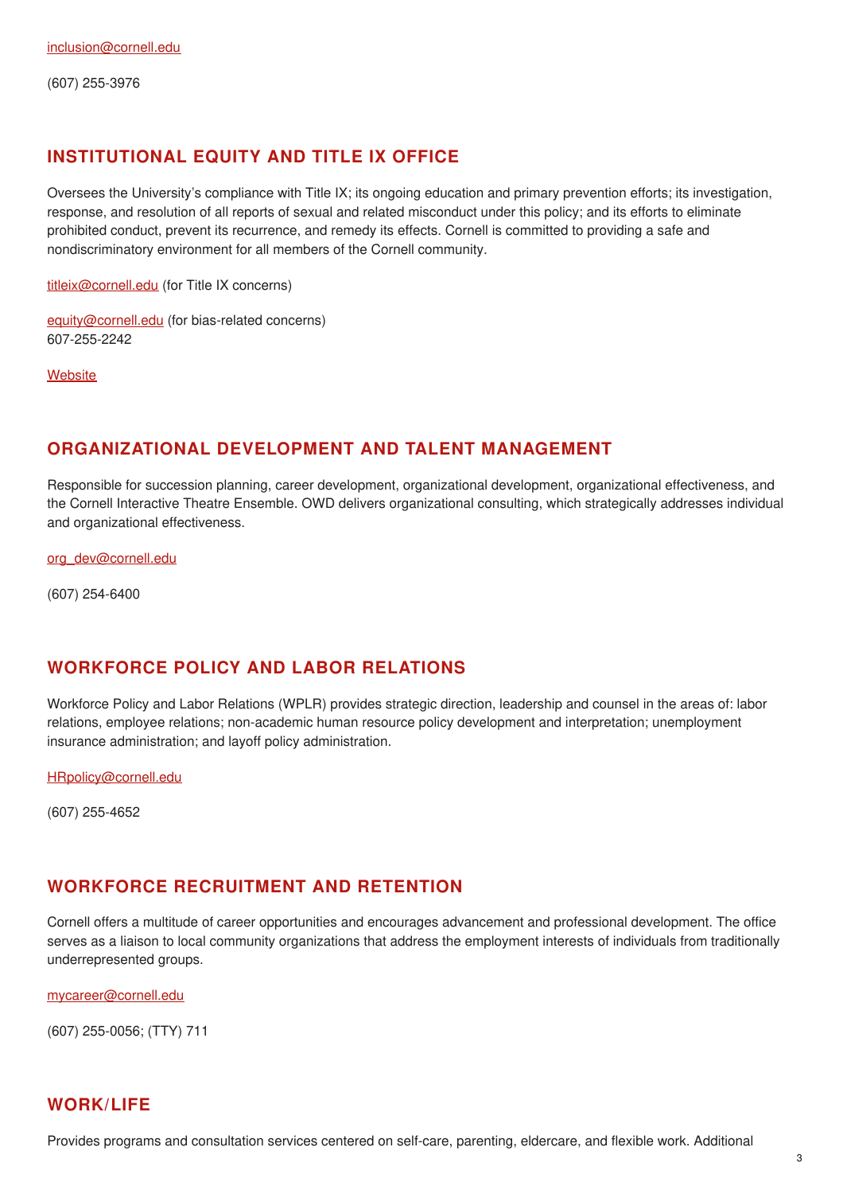inclusion@cornell.edu

(607) 255-3976

## INSTITUTIONAL EQUITY AND TITLE IX OFFICE

Oversees the University's compliance with Title IX; its ongoing education and primary prevention efforts; its investigation, response, and resolution of all reports of sexual and related misconduct under this policy; and its efforts to eliminate prohibited conduct, prevent its recurrence, and remedy its effects. Cornell is committed to providing a safe and nondiscriminatory environment for all members of the Cornell community.

titleix@cornell.edu (for Title IX concerns)

equity@cornell.edu (for bias-related concerns)
607-255-2242

Website

## ORGANIZATIONAL DEVELOPMENT AND TALENT MANAGEMENT

Responsible for succession planning, career development, organizational development, organizational effectiveness, and the Cornell Interactive Theatre Ensemble. OWD delivers organizational consulting, which strategically addresses individual and organizational effectiveness.

org_dev@cornell.edu

(607) 254-6400

## WORKFORCE POLICY AND LABOR RELATIONS

Workforce Policy and Labor Relations (WPLR) provides strategic direction, leadership and counsel in the areas of: labor relations, employee relations; non-academic human resource policy development and interpretation; unemployment insurance administration; and layoff policy administration.

HRpolicy@cornell.edu

(607) 255-4652

## WORKFORCE RECRUITMENT AND RETENTION

Cornell offers a multitude of career opportunities and encourages advancement and professional development. The office serves as a liaison to local community organizations that address the employment interests of individuals from traditionally underrepresented groups.

mycareer@cornell.edu

(607) 255-0056; (TTY) 711

## WORK/LIFE

Provides programs and consultation services centered on self-care, parenting, eldercare, and flexible work. Additional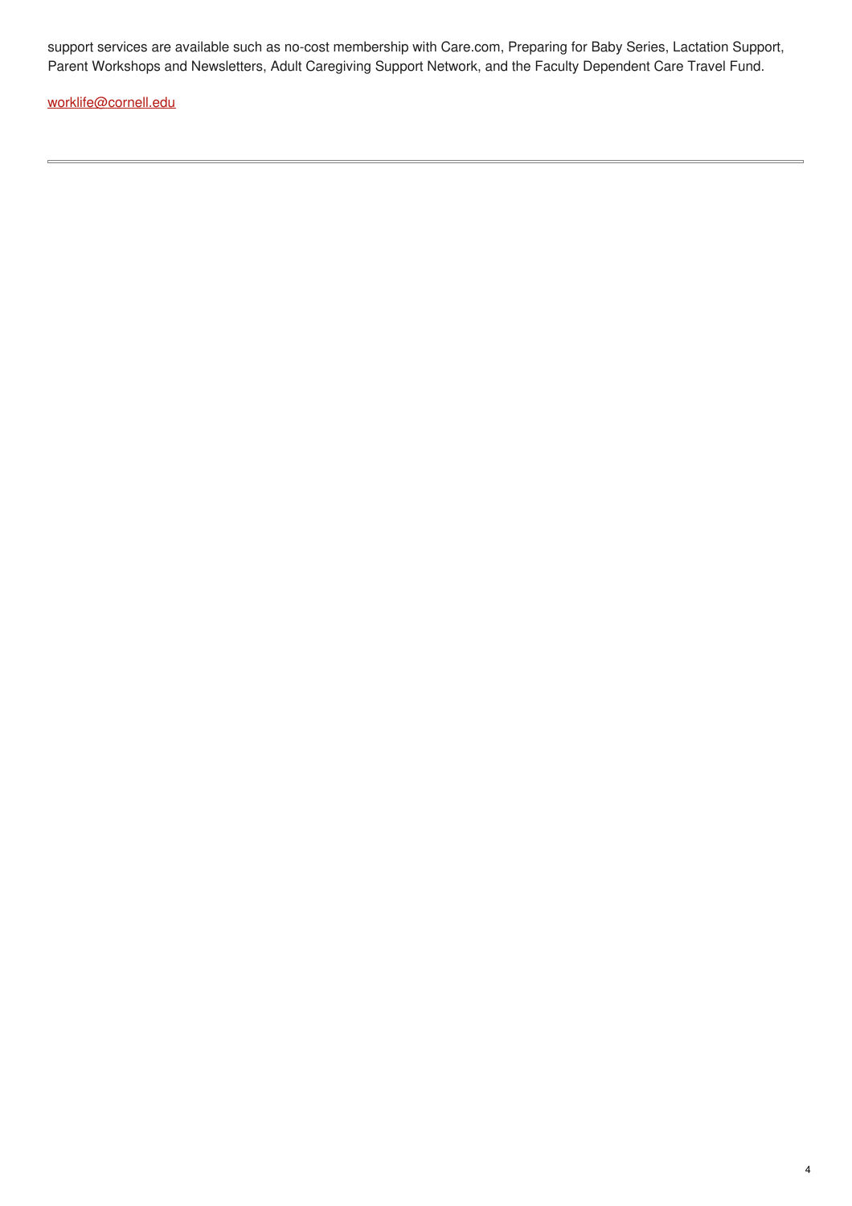support services are available such as no-cost membership with Care.com, Preparing for Baby Series, Lactation Support, Parent Workshops and Newsletters, Adult Caregiving Support Network, and the Faculty Dependent Care Travel Fund.

worklife@cornell.edu

---